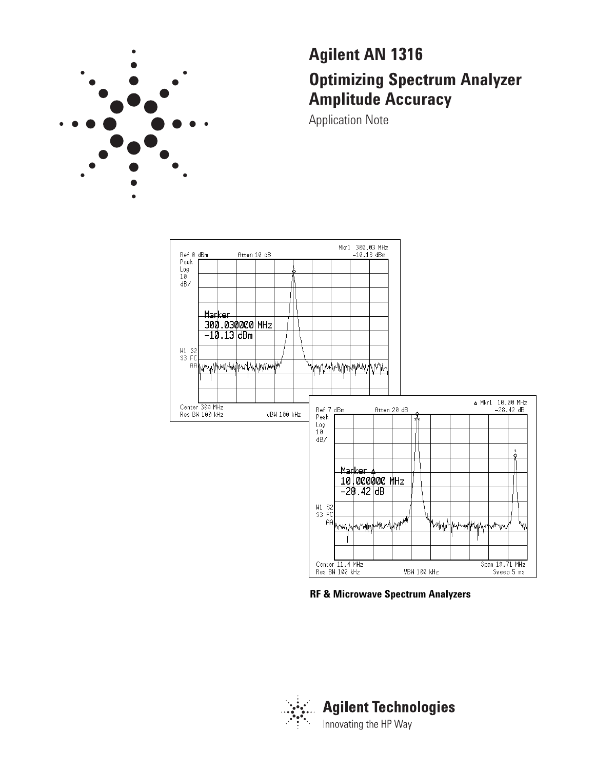# Agilent AN 1316

## Optimizing Spectrum Analyzer Amplitude Accuracy

Application Note

**RF & Microwave Spectrum Analyzers**

Agilent Technologies

Innovating the HP Way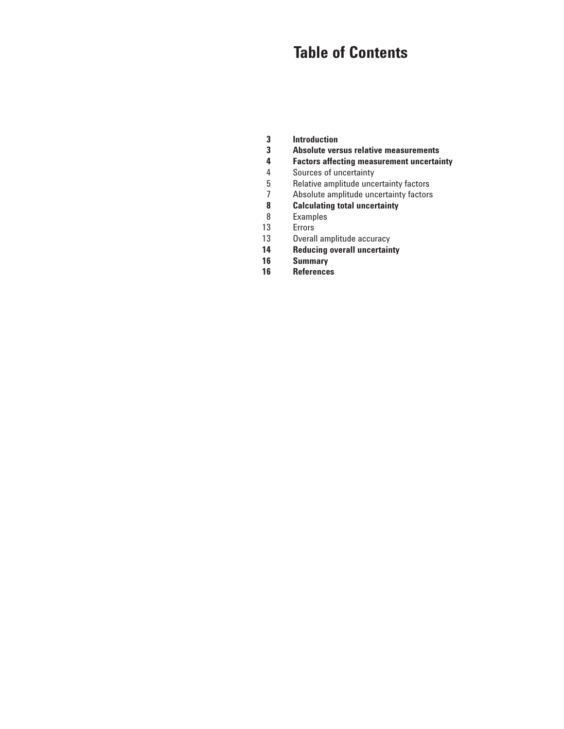# Table of Contents

| | |
|---|---|
| **3** | **Introduction** |
| **3** | **Absolute versus relative measurements** |
| **4** | **Factors affecting measurement uncertainty** |
| 4 | Sources of uncertainty |
| 5 | Relative amplitude uncertainty factors |
| 7 | Absolute amplitude uncertainty factors |
| **8** | **Calculating total uncertainty** |
| 8 | Examples |
| 13 | Errors |
| 13 | Overall amplitude accuracy |
| **14** | **Reducing overall uncertainty** |
| **16** | **Summary** |
| **16** | **References** |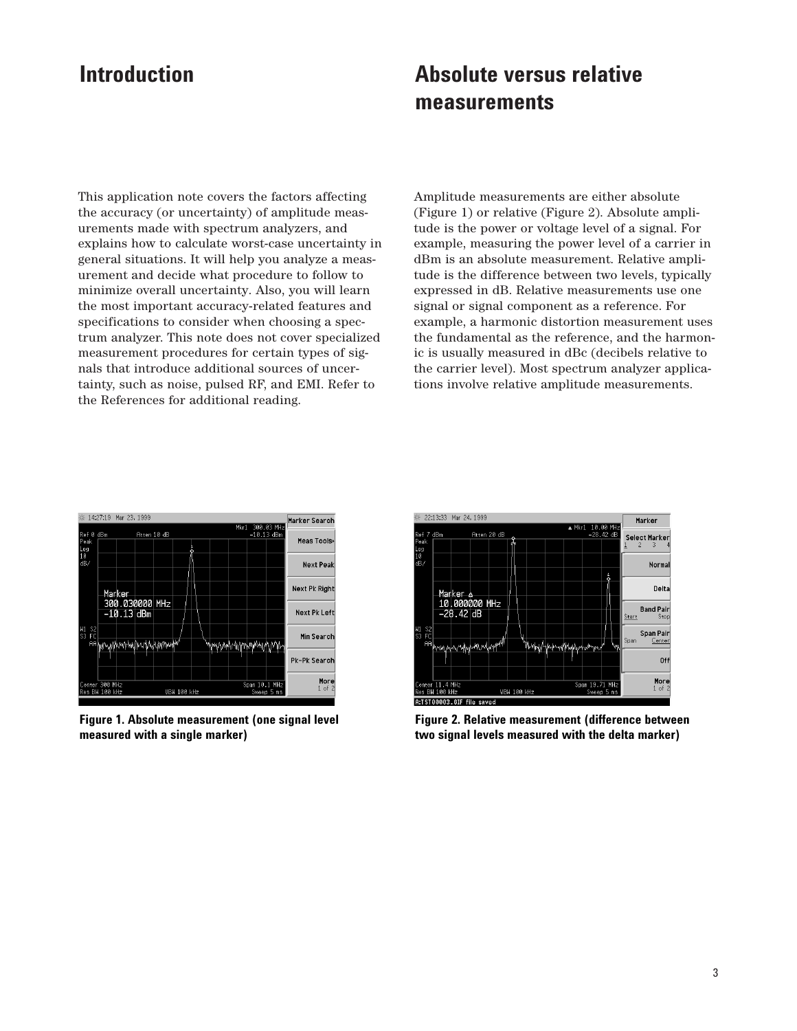## Introduction

This application note covers the factors affecting the accuracy (or uncertainty) of amplitude measurements made with spectrum analyzers, and explains how to calculate worst-case uncertainty in general situations. It will help you analyze a measurement and decide what procedure to follow to minimize overall uncertainty. Also, you will learn the most important accuracy-related features and specifications to consider when choosing a spectrum analyzer. This note does not cover specialized measurement procedures for certain types of signals that introduce additional sources of uncertainty, such as noise, pulsed RF, and EMI. Refer to the References for additional reading.

## Absolute versus relative measurements

Amplitude measurements are either absolute (Figure 1) or relative (Figure 2). Absolute amplitude is the power or voltage level of a signal. For example, measuring the power level of a carrier in dBm is an absolute measurement. Relative amplitude is the difference between two levels, typically expressed in dB. Relative measurements use one signal or signal component as a reference. For example, a harmonic distortion measurement uses the fundamental as the reference, and the harmonic is usually measured in dBc (decibels relative to the carrier level). Most spectrum analyzer applications involve relative amplitude measurements.

**Figure 1. Absolute measurement (one signal level measured with a single marker)**

**Figure 2. Relative measurement (difference between two signal levels measured with the delta marker)**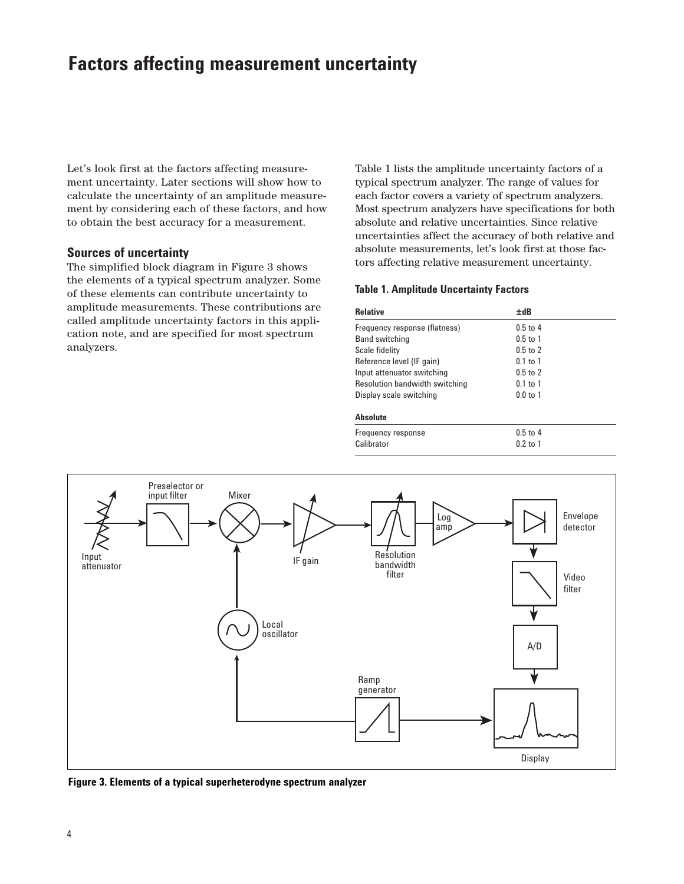# Factors affecting measurement uncertainty

Let's look first at the factors affecting measurement uncertainty. Later sections will show how to calculate the uncertainty of an amplitude measurement by considering each of these factors, and how to obtain the best accuracy for a measurement.

## Sources of uncertainty

The simplified block diagram in Figure 3 shows the elements of a typical spectrum analyzer. Some of these elements can contribute uncertainty to amplitude measurements. These contributions are called amplitude uncertainty factors in this application note, and are specified for most spectrum analyzers.

Table 1 lists the amplitude uncertainty factors of a typical spectrum analyzer. The range of values for each factor covers a variety of spectrum analyzers. Most spectrum analyzers have specifications for both absolute and relative uncertainties. Since relative uncertainties affect the accuracy of both relative and absolute measurements, let's look first at those factors affecting relative measurement uncertainty.

**Table 1. Amplitude Uncertainty Factors**

| **Relative** | **±dB** |
|---|---|
| Frequency response (flatness) | 0.5 to 4 |
| Band switching | 0.5 to 1 |
| Scale fidelity | 0.5 to 2 |
| Reference level (IF gain) | 0.1 to 1 |
| Input attenuator switching | 0.5 to 2 |
| Resolution bandwidth switching | 0.1 to 1 |
| Display scale switching | 0.0 to 1 |
| **Absolute** | |
| Frequency response | 0.5 to 4 |
| Calibrator | 0.2 to 1 |

**Figure 3. Elements of a typical superheterodyne spectrum analyzer**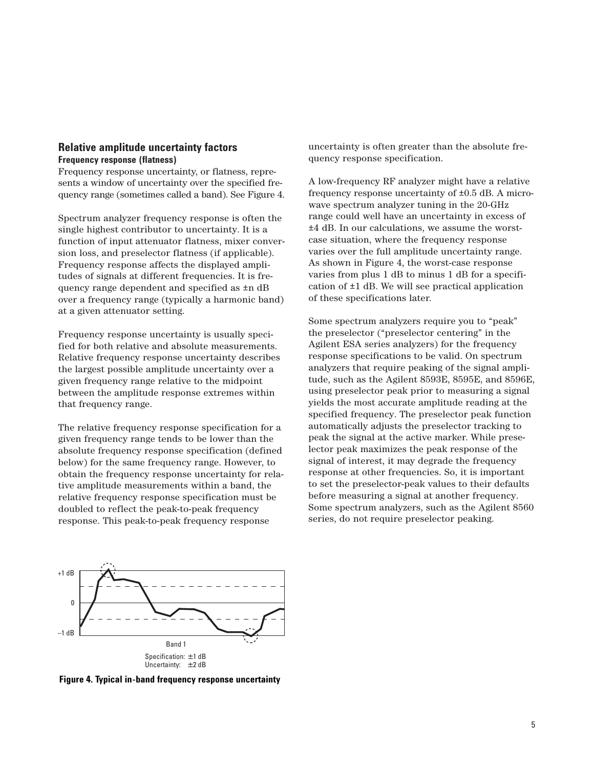## Relative amplitude uncertainty factors

### Frequency response (flatness)

Frequency response uncertainty, or flatness, represents a window of uncertainty over the specified frequency range (sometimes called a band). See Figure 4.

Spectrum analyzer frequency response is often the single highest contributor to uncertainty. It is a function of input attenuator flatness, mixer conversion loss, and preselector flatness (if applicable). Frequency response affects the displayed amplitudes of signals at different frequencies. It is frequency range dependent and specified as ±n dB over a frequency range (typically a harmonic band) at a given attenuator setting.

Frequency response uncertainty is usually specified for both relative and absolute measurements. Relative frequency response uncertainty describes the largest possible amplitude uncertainty over a given frequency range relative to the midpoint between the amplitude response extremes within that frequency range.

The relative frequency response specification for a given frequency range tends to be lower than the absolute frequency response specification (defined below) for the same frequency range. However, to obtain the frequency response uncertainty for relative amplitude measurements within a band, the relative frequency response specification must be doubled to reflect the peak-to-peak frequency response. This peak-to-peak frequency response uncertainty is often greater than the absolute frequency response specification.

A low-frequency RF analyzer might have a relative frequency response uncertainty of ±0.5 dB. A microwave spectrum analyzer tuning in the 20-GHz range could well have an uncertainty in excess of ±4 dB. In our calculations, we assume the worst-case situation, where the frequency response varies over the full amplitude uncertainty range. As shown in Figure 4, the worst-case response varies from plus 1 dB to minus 1 dB for a specification of ±1 dB. We will see practical application of these specifications later.

Some spectrum analyzers require you to "peak" the preselector ("preselector centering" in the Agilent ESA series analyzers) for the frequency response specifications to be valid. On spectrum analyzers that require peaking of the signal amplitude, such as the Agilent 8593E, 8595E, and 8596E, using preselector peak prior to measuring a signal yields the most accurate amplitude reading at the specified frequency. The preselector peak function automatically adjusts the preselector tracking to peak the signal at the active marker. While preselector peak maximizes the peak response of the signal of interest, it may degrade the frequency response at other frequencies. So, it is important to set the preselector-peak values to their defaults before measuring a signal at another frequency. Some spectrum analyzers, such as the Agilent 8560 series, do not require preselector peaking.

+1 dB
0
–1 dB
Band 1
Specification: ±1 dB
Uncertainty: ±2 dB

**Figure 4. Typical in-band frequency response uncertainty**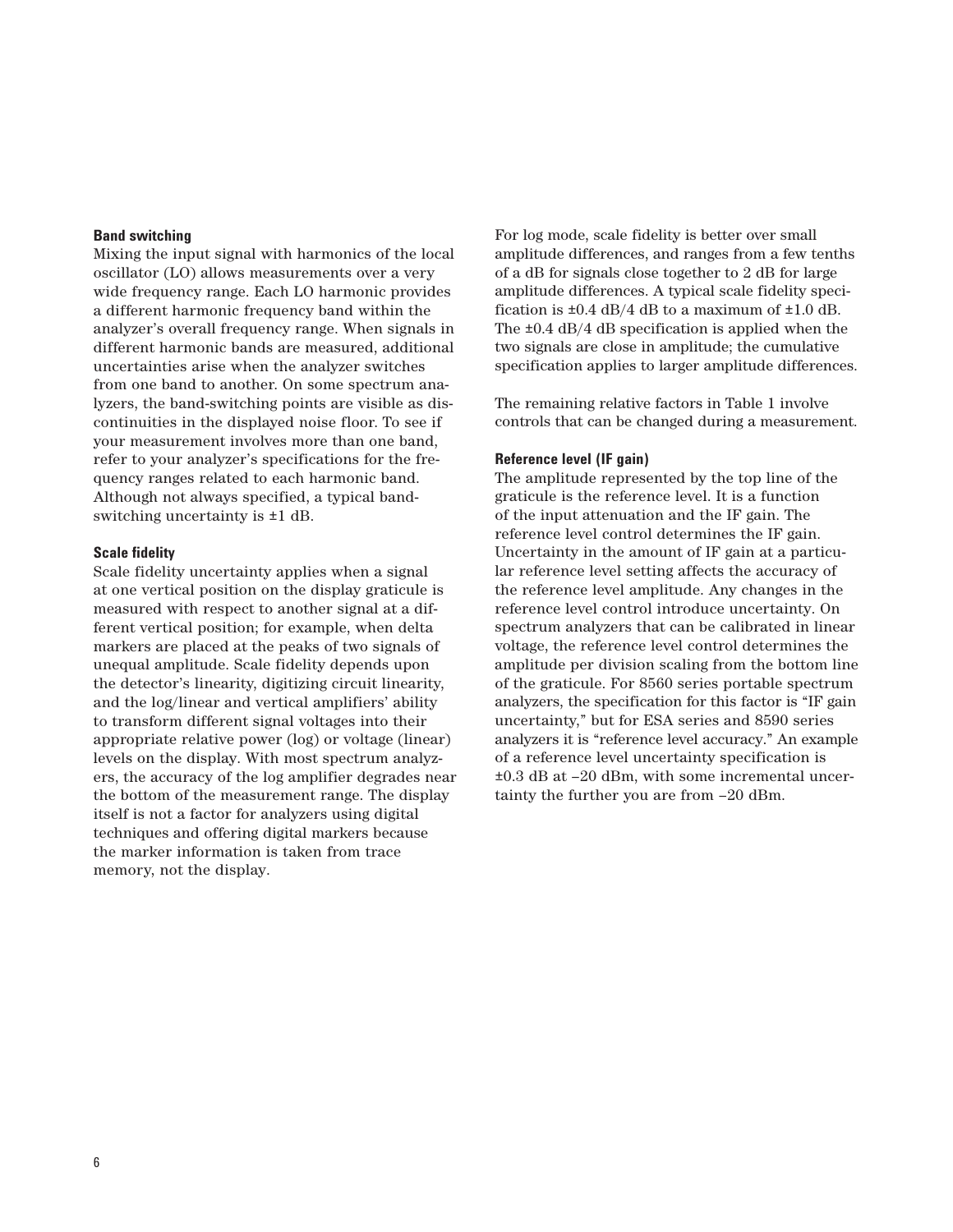### Band switching

Mixing the input signal with harmonics of the local oscillator (LO) allows measurements over a very wide frequency range. Each LO harmonic provides a different harmonic frequency band within the analyzer's overall frequency range. When signals in different harmonic bands are measured, additional uncertainties arise when the analyzer switches from one band to another. On some spectrum analyzers, the band-switching points are visible as discontinuities in the displayed noise floor. To see if your measurement involves more than one band, refer to your analyzer's specifications for the frequency ranges related to each harmonic band. Although not always specified, a typical band-switching uncertainty is ±1 dB.

### Scale fidelity

Scale fidelity uncertainty applies when a signal at one vertical position on the display graticule is measured with respect to another signal at a different vertical position; for example, when delta markers are placed at the peaks of two signals of unequal amplitude. Scale fidelity depends upon the detector's linearity, digitizing circuit linearity, and the log/linear and vertical amplifiers' ability to transform different signal voltages into their appropriate relative power (log) or voltage (linear) levels on the display. With most spectrum analyzers, the accuracy of the log amplifier degrades near the bottom of the measurement range. The display itself is not a factor for analyzers using digital techniques and offering digital markers because the marker information is taken from trace memory, not the display.

For log mode, scale fidelity is better over small amplitude differences, and ranges from a few tenths of a dB for signals close together to 2 dB for large amplitude differences. A typical scale fidelity specification is ±0.4 dB/4 dB to a maximum of ±1.0 dB. The ±0.4 dB/4 dB specification is applied when the two signals are close in amplitude; the cumulative specification applies to larger amplitude differences.

The remaining relative factors in Table 1 involve controls that can be changed during a measurement.

### Reference level (IF gain)

The amplitude represented by the top line of the graticule is the reference level. It is a function of the input attenuation and the IF gain. The reference level control determines the IF gain. Uncertainty in the amount of IF gain at a particular reference level setting affects the accuracy of the reference level amplitude. Any changes in the reference level control introduce uncertainty. On spectrum analyzers that can be calibrated in linear voltage, the reference level control determines the amplitude per division scaling from the bottom line of the graticule. For 8560 series portable spectrum analyzers, the specification for this factor is "IF gain uncertainty," but for ESA series and 8590 series analyzers it is "reference level accuracy." An example of a reference level uncertainty specification is ±0.3 dB at –20 dBm, with some incremental uncertainty the further you are from –20 dBm.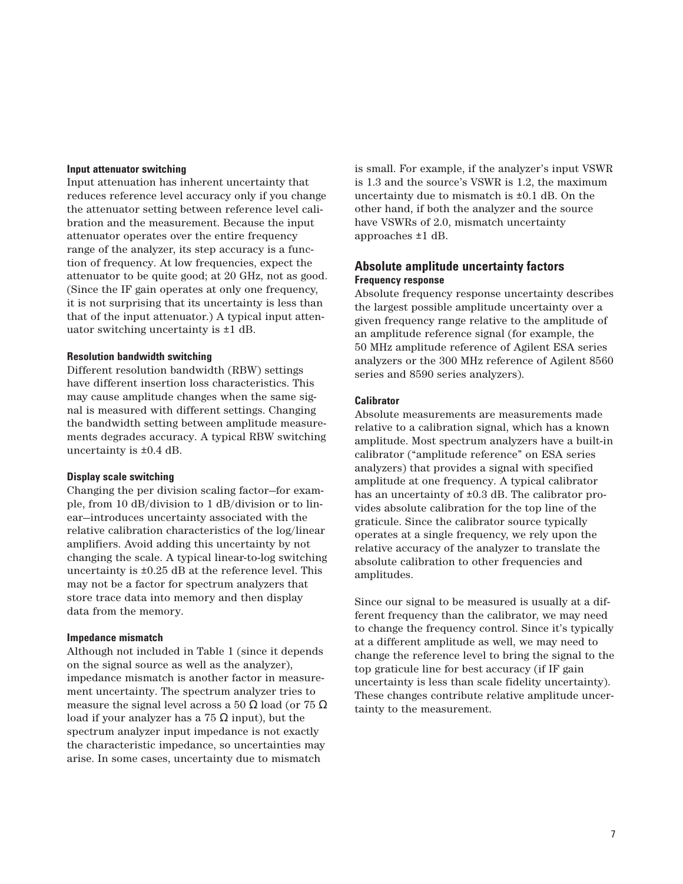#### Input attenuator switching

Input attenuation has inherent uncertainty that reduces reference level accuracy only if you change the attenuator setting between reference level calibration and the measurement. Because the input attenuator operates over the entire frequency range of the analyzer, its step accuracy is a function of frequency. At low frequencies, expect the attenuator to be quite good; at 20 GHz, not as good. (Since the IF gain operates at only one frequency, it is not surprising that its uncertainty is less than that of the input attenuator.) A typical input attenuator switching uncertainty is ±1 dB.

#### Resolution bandwidth switching

Different resolution bandwidth (RBW) settings have different insertion loss characteristics. This may cause amplitude changes when the same signal is measured with different settings. Changing the bandwidth setting between amplitude measurements degrades accuracy. A typical RBW switching uncertainty is ±0.4 dB.

#### Display scale switching

Changing the per division scaling factor—for example, from 10 dB/division to 1 dB/division or to linear—introduces uncertainty associated with the relative calibration characteristics of the log/linear amplifiers. Avoid adding this uncertainty by not changing the scale. A typical linear-to-log switching uncertainty is ±0.25 dB at the reference level. This may not be a factor for spectrum analyzers that store trace data into memory and then display data from the memory.

#### Impedance mismatch

Although not included in Table 1 (since it depends on the signal source as well as the analyzer), impedance mismatch is another factor in measurement uncertainty. The spectrum analyzer tries to measure the signal level across a 50 Ω load (or 75 Ω load if your analyzer has a 75 Ω input), but the spectrum analyzer input impedance is not exactly the characteristic impedance, so uncertainties may arise. In some cases, uncertainty due to mismatch is small. For example, if the analyzer's input VSWR is 1.3 and the source's VSWR is 1.2, the maximum uncertainty due to mismatch is ±0.1 dB. On the other hand, if both the analyzer and the source have VSWRs of 2.0, mismatch uncertainty approaches ±1 dB.

### Absolute amplitude uncertainty factors

#### Frequency response

Absolute frequency response uncertainty describes the largest possible amplitude uncertainty over a given frequency range relative to the amplitude of an amplitude reference signal (for example, the 50 MHz amplitude reference of Agilent ESA series analyzers or the 300 MHz reference of Agilent 8560 series and 8590 series analyzers).

#### Calibrator

Absolute measurements are measurements made relative to a calibration signal, which has a known amplitude. Most spectrum analyzers have a built-in calibrator ("amplitude reference" on ESA series analyzers) that provides a signal with specified amplitude at one frequency. A typical calibrator has an uncertainty of ±0.3 dB. The calibrator provides absolute calibration for the top line of the graticule. Since the calibrator source typically operates at a single frequency, we rely upon the relative accuracy of the analyzer to translate the absolute calibration to other frequencies and amplitudes.

Since our signal to be measured is usually at a different frequency than the calibrator, we may need to change the frequency control. Since it's typically at a different amplitude as well, we may need to change the reference level to bring the signal to the top graticule line for best accuracy (if IF gain uncertainty is less than scale fidelity uncertainty). These changes contribute relative amplitude uncertainty to the measurement.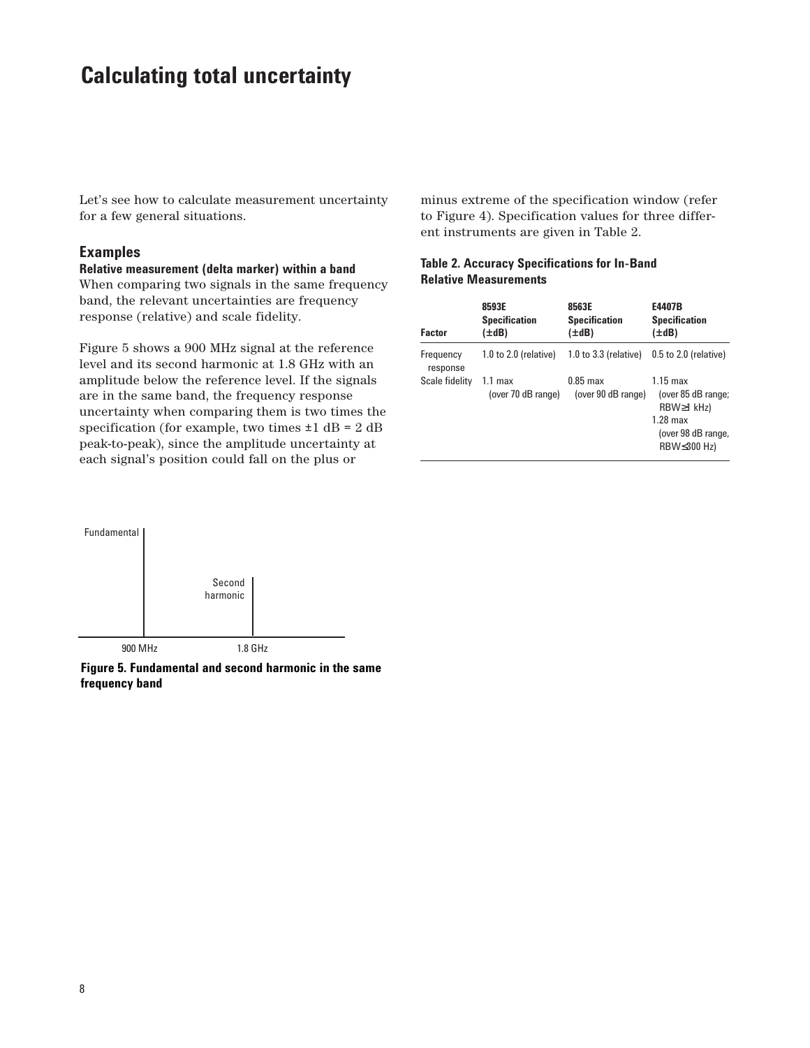# Calculating total uncertainty

Let's see how to calculate measurement uncertainty for a few general situations.

## Examples

**Relative measurement (delta marker) within a band**

When comparing two signals in the same frequency band, the relevant uncertainties are frequency response (relative) and scale fidelity.

Figure 5 shows a 900 MHz signal at the reference level and its second harmonic at 1.8 GHz with an amplitude below the reference level. If the signals are in the same band, the frequency response uncertainty when comparing them is two times the specification (for example, two times ±1 dB = 2 dB peak-to-peak), since the amplitude uncertainty at each signal's position could fall on the plus or minus extreme of the specification window (refer to Figure 4). Specification values for three different instruments are given in Table 2.

**Table 2. Accuracy Specifications for In-Band Relative Measurements**

| Factor | 8593E Specification (±dB) | 8563E Specification (±dB) | E4407B Specification (±dB) |
|---|---|---|---|
| Frequency response | 1.0 to 2.0 (relative) | 1.0 to 3.3 (relative) | 0.5 to 2.0 (relative) |
| Scale fidelity | 1.1 max (over 70 dB range) | 0.85 max (over 90 dB range) | 1.15 max (over 85 dB range; RBW≥1 kHz) 1.28 max (over 98 dB range, RBW≤300 Hz) |

**Figure 5. Fundamental and second harmonic in the same frequency band**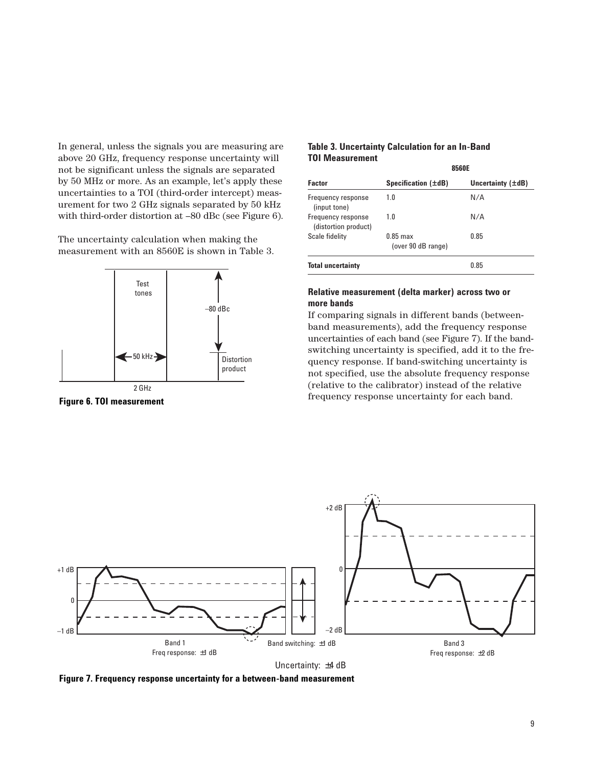In general, unless the signals you are measuring are above 20 GHz, frequency response uncertainty will not be significant unless the signals are separated by 50 MHz or more. As an example, let's apply these uncertainties to a TOI (third-order intercept) measurement for two 2 GHz signals separated by 50 kHz with third-order distortion at –80 dBc (see Figure 6).

The uncertainty calculation when making the measurement with an 8560E is shown in Table 3.

**Figure 6. TOI measurement**

**Table 3. Uncertainty Calculation for an In-Band TOI Measurement**

| | 8560E | |
|---|---|---|
| **Factor** | **Specification (±dB)** | **Uncertainty (±dB)** |
| Frequency response (input tone) | 1.0 | N/A |
| Frequency response (distortion product) | 1.0 | N/A |
| Scale fidelity | 0.85 max (over 90 dB range) | 0.85 |
| **Total uncertainty** | | 0.85 |

### Relative measurement (delta marker) across two or more bands

If comparing signals in different bands (between-band measurements), add the frequency response uncertainties of each band (see Figure 7). If the band-switching uncertainty is specified, add it to the frequency response. If band-switching uncertainty is not specified, use the absolute frequency response (relative to the calibrator) instead of the relative frequency response uncertainty for each band.

**Figure 7. Frequency response uncertainty for a between-band measurement**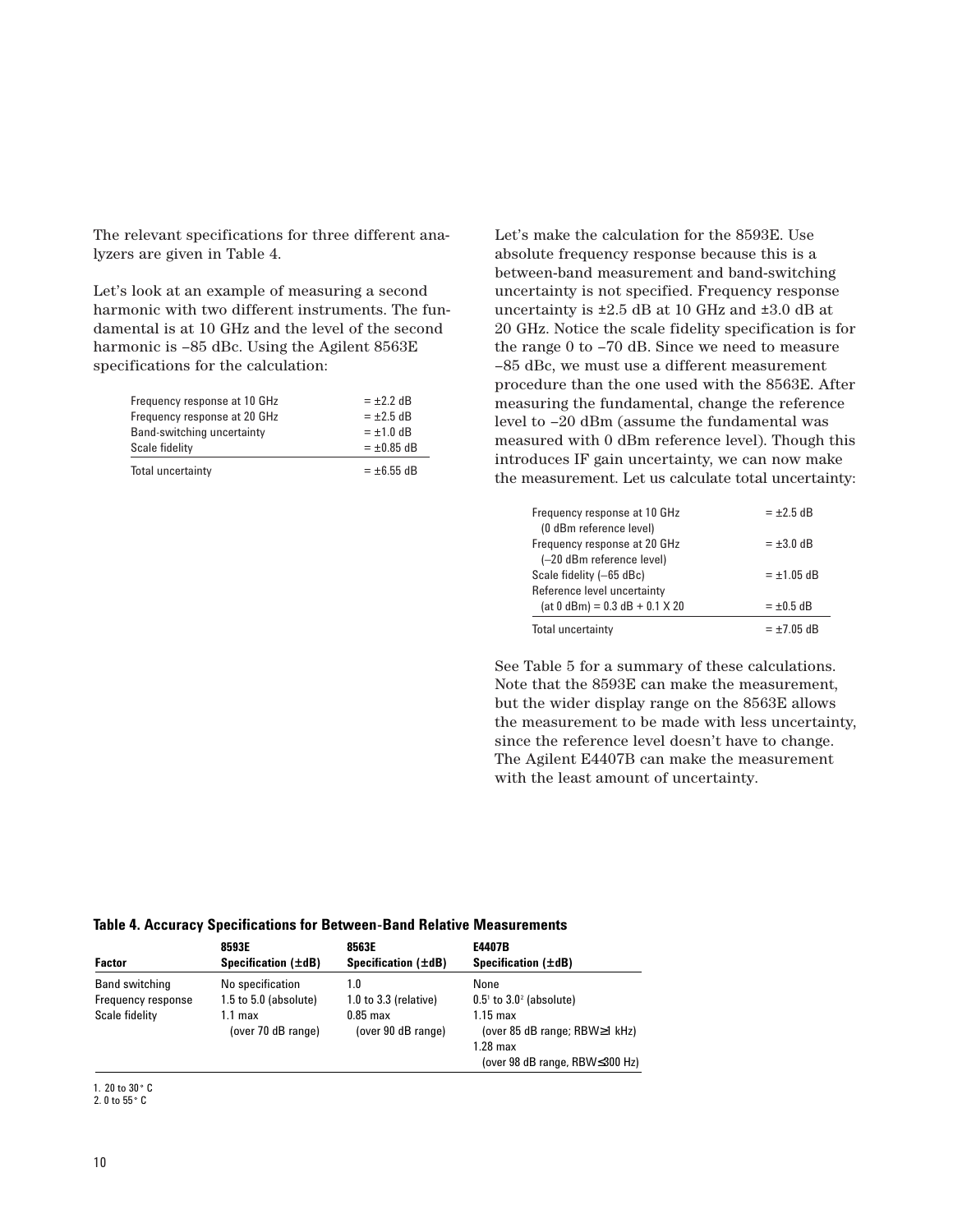The relevant specifications for three different analyzers are given in Table 4.

Let's look at an example of measuring a second harmonic with two different instruments. The fundamental is at 10 GHz and the level of the second harmonic is –85 dBc. Using the Agilent 8563E specifications for the calculation:

| | |
|---|---|
| Frequency response at 10 GHz | = ±2.2 dB |
| Frequency response at 20 GHz | = ±2.5 dB |
| Band-switching uncertainty | = ±1.0 dB |
| Scale fidelity | = ±0.85 dB |
| Total uncertainty | = ±6.55 dB |

Let's make the calculation for the 8593E. Use absolute frequency response because this is a between-band measurement and band-switching uncertainty is not specified. Frequency response uncertainty is ±2.5 dB at 10 GHz and ±3.0 dB at 20 GHz. Notice the scale fidelity specification is for the range 0 to –70 dB. Since we need to measure –85 dBc, we must use a different measurement procedure than the one used with the 8563E. After measuring the fundamental, change the reference level to –20 dBm (assume the fundamental was measured with 0 dBm reference level). Though this introduces IF gain uncertainty, we can now make the measurement. Let us calculate total uncertainty:

| | |
|---|---|
| Frequency response at 10 GHz (0 dBm reference level) | = ±2.5 dB |
| Frequency response at 20 GHz (–20 dBm reference level) | = ±3.0 dB |
| Scale fidelity (–65 dBc) | = ±1.05 dB |
| Reference level uncertainty (at 0 dBm) = 0.3 dB + 0.1 X 20 | = ±0.5 dB |
| Total uncertainty | = ±7.05 dB |

See Table 5 for a summary of these calculations. Note that the 8593E can make the measurement, but the wider display range on the 8563E allows the measurement to be made with less uncertainty, since the reference level doesn't have to change. The Agilent E4407B can make the measurement with the least amount of uncertainty.

**Table 4. Accuracy Specifications for Between-Band Relative Measurements**

| Factor | 8593E Specification (±dB) | 8563E Specification (±dB) | E4407B Specification (±dB) |
|---|---|---|---|
| Band switching | No specification | 1.0 | None |
| Frequency response | 1.5 to 5.0 (absolute) | 1.0 to 3.3 (relative) | 0.5[1] to 3.0[2] (absolute) |
| Scale fidelity | 1.1 max (over 70 dB range) | 0.85 max (over 90 dB range) | 1.15 max (over 85 dB range; RBW≥1 kHz) 1.28 max (over 98 dB range, RBW≤300 Hz) |

1. 20 to 30° C
2. 0 to 55° C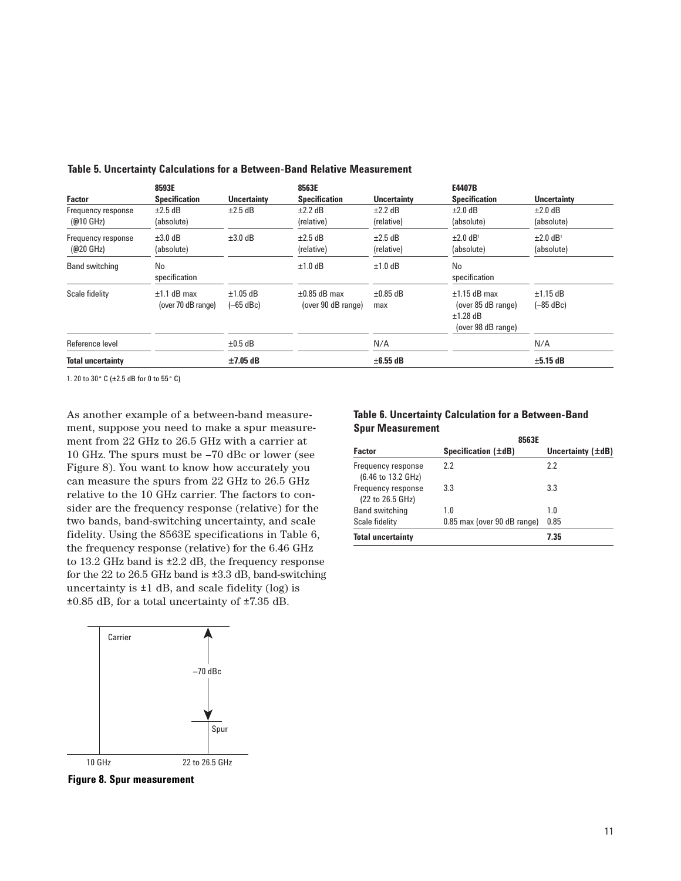**Table 5. Uncertainty Calculations for a Between-Band Relative Measurement**

| Factor | 8593E Specification | Uncertainty | 8563E Specification | Uncertainty | E4407B Specification | Uncertainty |
|---|---|---|---|---|---|---|
| Frequency response (@10 GHz) | ±2.5 dB (absolute) | ±2.5 dB | ±2.2 dB (relative) | ±2.2 dB (relative) | ±2.0 dB (absolute) | ±2.0 dB (absolute) |
| Frequency response (@20 GHz) | ±3.0 dB (absolute) | ±3.0 dB | ±2.5 dB (relative) | ±2.5 dB (relative) | ±2.0 dB[1] (absolute) | ±2.0 dB[1] (absolute) |
| Band switching | No specification | | ±1.0 dB | ±1.0 dB | No specification | |
| Scale fidelity | ±1.1 dB max (over 70 dB range) | ±1.05 dB (–65 dBc) | ±0.85 dB max (over 90 dB range) | ±0.85 dB max | ±1.15 dB max (over 85 dB range) ±1.28 dB (over 98 dB range) | ±1.15 dB (–85 dBc) |
| Reference level | | ±0.5 dB | | N/A | | N/A |
| **Total uncertainty** | | **±7.05 dB** | | **±6.55 dB** | | **±5.15 dB** |

1. 20 to 30° C (±2.5 dB for 0 to 55° C)

As another example of a between-band measurement, suppose you need to make a spur measurement from 22 GHz to 26.5 GHz with a carrier at 10 GHz. The spurs must be –70 dBc or lower (see Figure 8). You want to know how accurately you can measure the spurs from 22 GHz to 26.5 GHz relative to the 10 GHz carrier. The factors to consider are the frequency response (relative) for the two bands, band-switching uncertainty, and scale fidelity. Using the 8563E specifications in Table 6, the frequency response (relative) for the 6.46 GHz to 13.2 GHz band is ±2.2 dB, the frequency response for the 22 to 26.5 GHz band is ±3.3 dB, band-switching uncertainty is ±1 dB, and scale fidelity (log) is ±0.85 dB, for a total uncertainty of ±7.35 dB.

Carrier

–70 dBc

Spur

10 GHz    22 to 26.5 GHz

**Figure 8. Spur measurement**

**Table 6. Uncertainty Calculation for a Between-Band Spur Measurement**

| Factor | 8563E Specification (±dB) | Uncertainty (±dB) |
|---|---|---|
| Frequency response (6.46 to 13.2 GHz) | 2.2 | 2.2 |
| Frequency response (22 to 26.5 GHz) | 3.3 | 3.3 |
| Band switching | 1.0 | 1.0 |
| Scale fidelity | 0.85 max (over 90 dB range) | 0.85 |
| **Total uncertainty** | | **7.35** |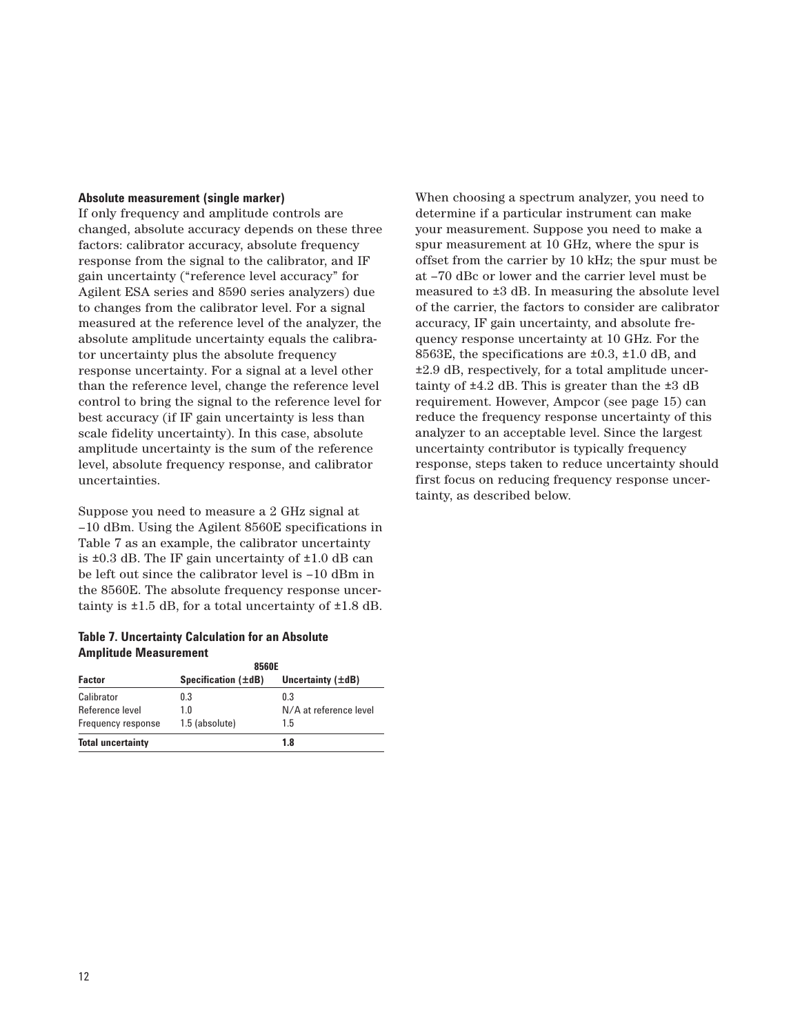**Absolute measurement (single marker)**

If only frequency and amplitude controls are changed, absolute accuracy depends on these three factors: calibrator accuracy, absolute frequency response from the signal to the calibrator, and IF gain uncertainty ("reference level accuracy" for Agilent ESA series and 8590 series analyzers) due to changes from the calibrator level. For a signal measured at the reference level of the analyzer, the absolute amplitude uncertainty equals the calibrator uncertainty plus the absolute frequency response uncertainty. For a signal at a level other than the reference level, change the reference level control to bring the signal to the reference level for best accuracy (if IF gain uncertainty is less than scale fidelity uncertainty). In this case, absolute amplitude uncertainty is the sum of the reference level, absolute frequency response, and calibrator uncertainties.

Suppose you need to measure a 2 GHz signal at –10 dBm. Using the Agilent 8560E specifications in Table 7 as an example, the calibrator uncertainty is ±0.3 dB. The IF gain uncertainty of ±1.0 dB can be left out since the calibrator level is –10 dBm in the 8560E. The absolute frequency response uncertainty is ±1.5 dB, for a total uncertainty of ±1.8 dB.

**Table 7. Uncertainty Calculation for an Absolute Amplitude Measurement**

| | 8560E | |
|---|---|---|
| **Factor** | **Specification (±dB)** | **Uncertainty (±dB)** |
| Calibrator | 0.3 | 0.3 |
| Reference level | 1.0 | N/A at reference level |
| Frequency response | 1.5 (absolute) | 1.5 |
| **Total uncertainty** | | **1.8** |

When choosing a spectrum analyzer, you need to determine if a particular instrument can make your measurement. Suppose you need to make a spur measurement at 10 GHz, where the spur is offset from the carrier by 10 kHz; the spur must be at –70 dBc or lower and the carrier level must be measured to ±3 dB. In measuring the absolute level of the carrier, the factors to consider are calibrator accuracy, IF gain uncertainty, and absolute frequency response uncertainty at 10 GHz. For the 8563E, the specifications are ±0.3, ±1.0 dB, and ±2.9 dB, respectively, for a total amplitude uncertainty of ±4.2 dB. This is greater than the ±3 dB requirement. However, Ampcor (see page 15) can reduce the frequency response uncertainty of this analyzer to an acceptable level. Since the largest uncertainty contributor is typically frequency response, steps taken to reduce uncertainty should first focus on reducing frequency response uncertainty, as described below.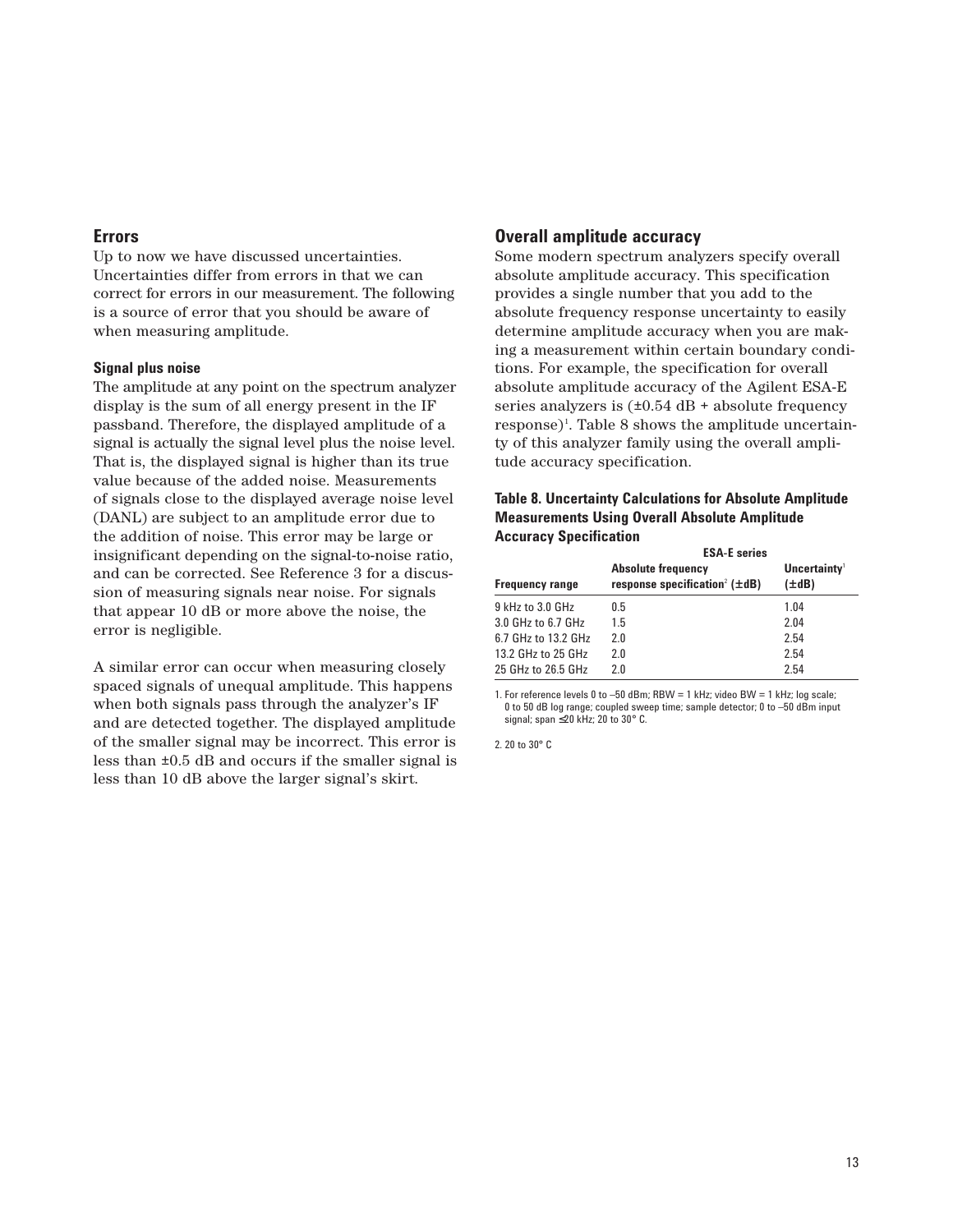## Errors

Up to now we have discussed uncertainties. Uncertainties differ from errors in that we can correct for errors in our measurement. The following is a source of error that you should be aware of when measuring amplitude.

### Signal plus noise

The amplitude at any point on the spectrum analyzer display is the sum of all energy present in the IF passband. Therefore, the displayed amplitude of a signal is actually the signal level plus the noise level. That is, the displayed signal is higher than its true value because of the added noise. Measurements of signals close to the displayed average noise level (DANL) are subject to an amplitude error due to the addition of noise. This error may be large or insignificant depending on the signal-to-noise ratio, and can be corrected. See Reference 3 for a discussion of measuring signals near noise. For signals that appear 10 dB or more above the noise, the error is negligible.

A similar error can occur when measuring closely spaced signals of unequal amplitude. This happens when both signals pass through the analyzer's IF and are detected together. The displayed amplitude of the smaller signal may be incorrect. This error is less than ±0.5 dB and occurs if the smaller signal is less than 10 dB above the larger signal's skirt.

## Overall amplitude accuracy

Some modern spectrum analyzers specify overall absolute amplitude accuracy. This specification provides a single number that you add to the absolute frequency response uncertainty to easily determine amplitude accuracy when you are making a measurement within certain boundary conditions. For example, the specification for overall absolute amplitude accuracy of the Agilent ESA-E series analyzers is (±0.54 dB + absolute frequency response)[1]. Table 8 shows the amplitude uncertainty of this analyzer family using the overall amplitude accuracy specification.

**Table 8. Uncertainty Calculations for Absolute Amplitude Measurements Using Overall Absolute Amplitude Accuracy Specification**

| | ESA-E series | |
|---|---|---|
| Frequency range | Absolute frequency response specification[2] (±dB) | Uncertainty[1] (±dB) |
| 9 kHz to 3.0 GHz | 0.5 | 1.04 |
| 3.0 GHz to 6.7 GHz | 1.5 | 2.04 |
| 6.7 GHz to 13.2 GHz | 2.0 | 2.54 |
| 13.2 GHz to 25 GHz | 2.0 | 2.54 |
| 25 GHz to 26.5 GHz | 2.0 | 2.54 |

1. For reference levels 0 to –50 dBm; RBW = 1 kHz; video BW = 1 kHz; log scale; 0 to 50 dB log range; coupled sweep time; sample detector; 0 to –50 dBm input signal; span ≤20 kHz; 20 to 30° C.

2. 20 to 30° C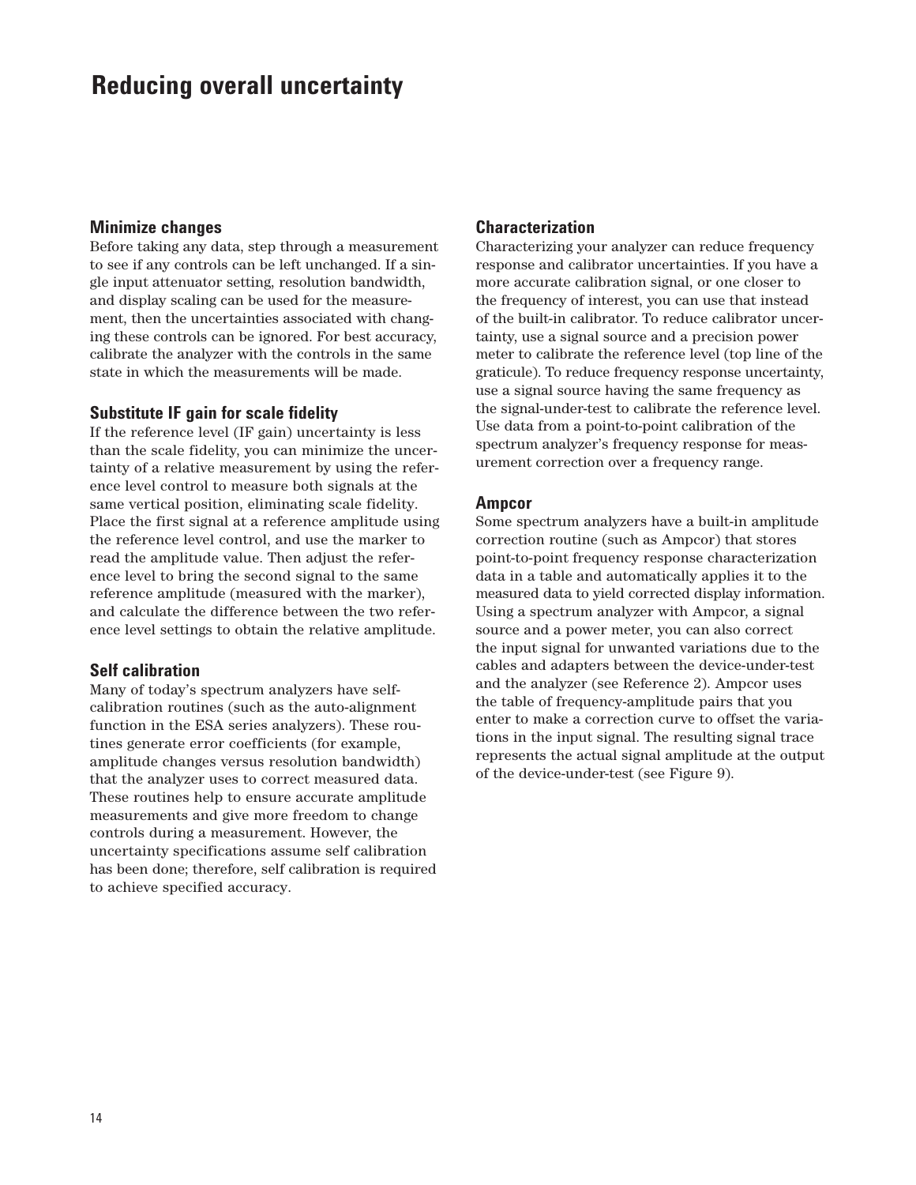# Reducing overall uncertainty

### Minimize changes

Before taking any data, step through a measurement to see if any controls can be left unchanged. If a single input attenuator setting, resolution bandwidth, and display scaling can be used for the measurement, then the uncertainties associated with changing these controls can be ignored. For best accuracy, calibrate the analyzer with the controls in the same state in which the measurements will be made.

### Substitute IF gain for scale fidelity

If the reference level (IF gain) uncertainty is less than the scale fidelity, you can minimize the uncertainty of a relative measurement by using the reference level control to measure both signals at the same vertical position, eliminating scale fidelity. Place the first signal at a reference amplitude using the reference level control, and use the marker to read the amplitude value. Then adjust the reference level to bring the second signal to the same reference amplitude (measured with the marker), and calculate the difference between the two reference level settings to obtain the relative amplitude.

### Self calibration

Many of today's spectrum analyzers have self-calibration routines (such as the auto-alignment function in the ESA series analyzers). These routines generate error coefficients (for example, amplitude changes versus resolution bandwidth) that the analyzer uses to correct measured data. These routines help to ensure accurate amplitude measurements and give more freedom to change controls during a measurement. However, the uncertainty specifications assume self calibration has been done; therefore, self calibration is required to achieve specified accuracy.

### Characterization

Characterizing your analyzer can reduce frequency response and calibrator uncertainties. If you have a more accurate calibration signal, or one closer to the frequency of interest, you can use that instead of the built-in calibrator. To reduce calibrator uncertainty, use a signal source and a precision power meter to calibrate the reference level (top line of the graticule). To reduce frequency response uncertainty, use a signal source having the same frequency as the signal-under-test to calibrate the reference level. Use data from a point-to-point calibration of the spectrum analyzer's frequency response for measurement correction over a frequency range.

### Ampcor

Some spectrum analyzers have a built-in amplitude correction routine (such as Ampcor) that stores point-to-point frequency response characterization data in a table and automatically applies it to the measured data to yield corrected display information. Using a spectrum analyzer with Ampcor, a signal source and a power meter, you can also correct the input signal for unwanted variations due to the cables and adapters between the device-under-test and the analyzer (see Reference 2). Ampcor uses the table of frequency-amplitude pairs that you enter to make a correction curve to offset the variations in the input signal. The resulting signal trace represents the actual signal amplitude at the output of the device-under-test (see Figure 9).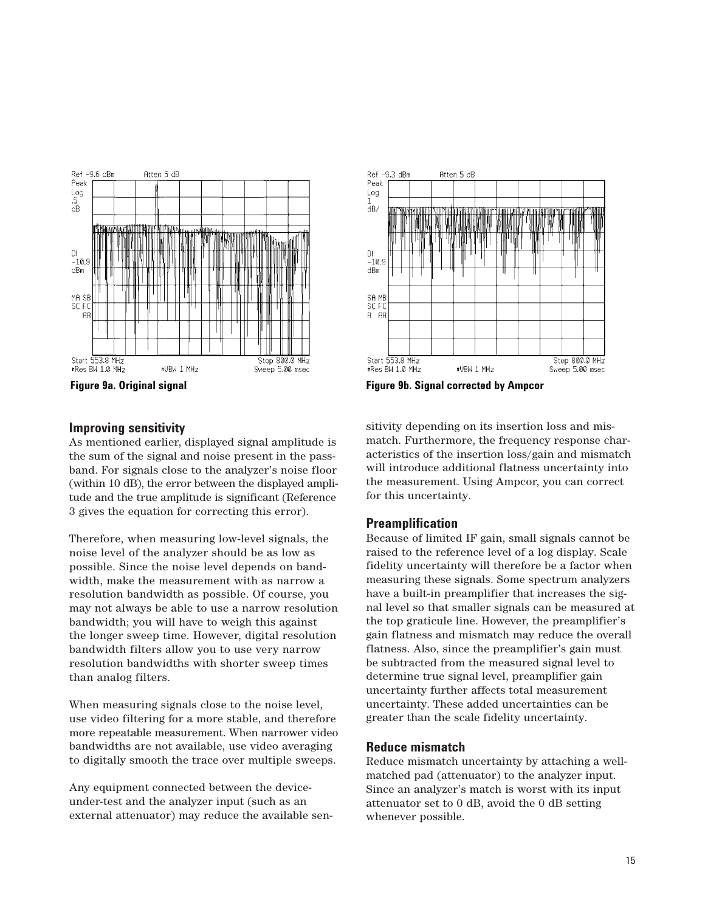Figure 9a. Original signal

Figure 9b. Signal corrected by Ampcor

### Improving sensitivity

As mentioned earlier, displayed signal amplitude is the sum of the signal and noise present in the passband. For signals close to the analyzer's noise floor (within 10 dB), the error between the displayed amplitude and the true amplitude is significant (Reference 3 gives the equation for correcting this error).

Therefore, when measuring low-level signals, the noise level of the analyzer should be as low as possible. Since the noise level depends on bandwidth, make the measurement with as narrow a resolution bandwidth as possible. Of course, you may not always be able to use a narrow resolution bandwidth; you will have to weigh this against the longer sweep time. However, digital resolution bandwidth filters allow you to use very narrow resolution bandwidths with shorter sweep times than analog filters.

When measuring signals close to the noise level, use video filtering for a more stable, and therefore more repeatable measurement. When narrower video bandwidths are not available, use video averaging to digitally smooth the trace over multiple sweeps.

Any equipment connected between the device-under-test and the analyzer input (such as an external attenuator) may reduce the available sensitivity depending on its insertion loss and mismatch. Furthermore, the frequency response characteristics of the insertion loss/gain and mismatch will introduce additional flatness uncertainty into the measurement. Using Ampcor, you can correct for this uncertainty.

### Preamplification

Because of limited IF gain, small signals cannot be raised to the reference level of a log display. Scale fidelity uncertainty will therefore be a factor when measuring these signals. Some spectrum analyzers have a built-in preamplifier that increases the signal level so that smaller signals can be measured at the top graticule line. However, the preamplifier's gain flatness and mismatch may reduce the overall flatness. Also, since the preamplifier's gain must be subtracted from the measured signal level to determine true signal level, preamplifier gain uncertainty further affects total measurement uncertainty. These added uncertainties can be greater than the scale fidelity uncertainty.

### Reduce mismatch

Reduce mismatch uncertainty by attaching a well-matched pad (attenuator) to the analyzer input. Since an analyzer's match is worst with its input attenuator set to 0 dB, avoid the 0 dB setting whenever possible.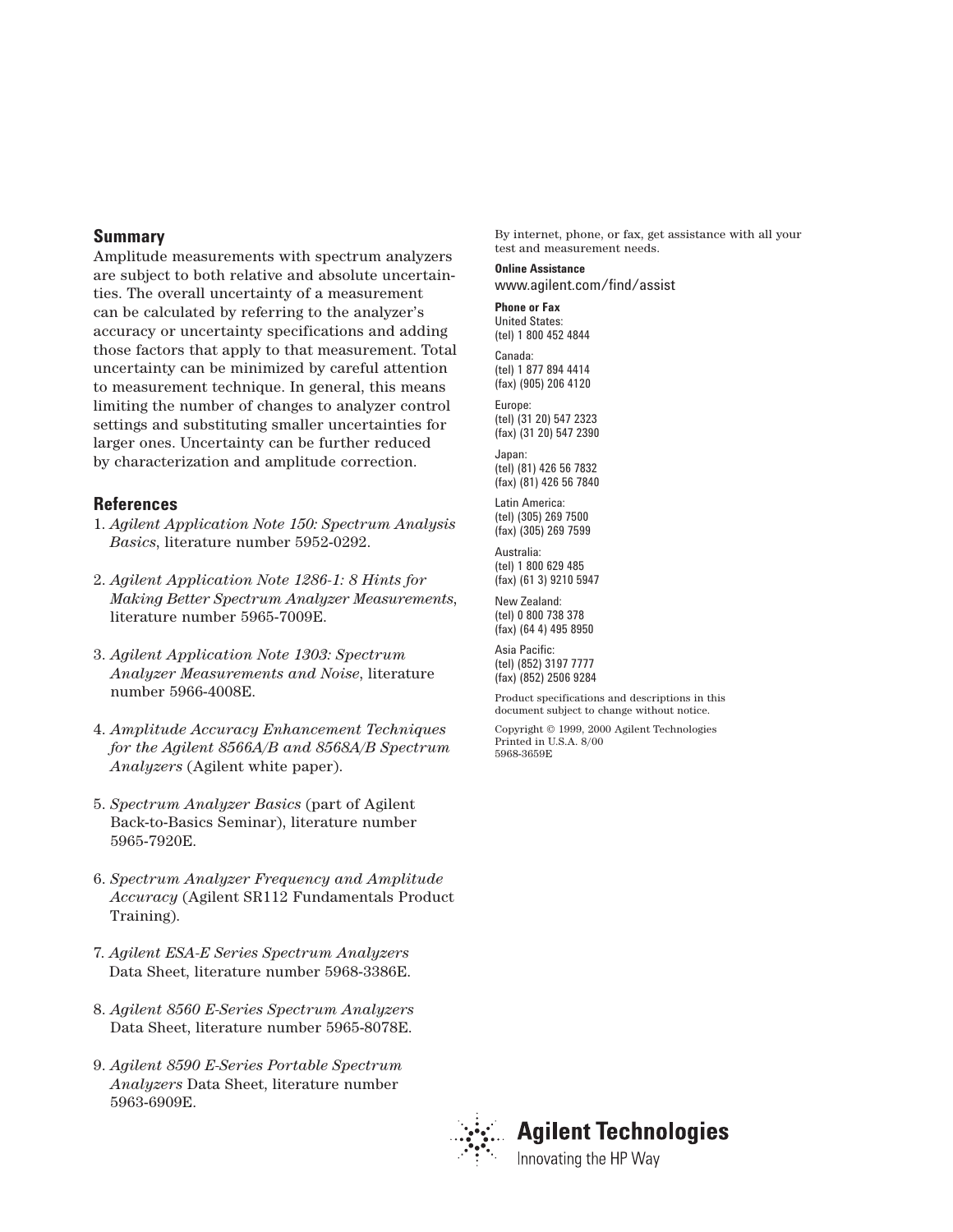## Summary

Amplitude measurements with spectrum analyzers are subject to both relative and absolute uncertainties. The overall uncertainty of a measurement can be calculated by referring to the analyzer's accuracy or uncertainty specifications and adding those factors that apply to that measurement. Total uncertainty can be minimized by careful attention to measurement technique. In general, this means limiting the number of changes to analyzer control settings and substituting smaller uncertainties for larger ones. Uncertainty can be further reduced by characterization and amplitude correction.

## References

1. *Agilent Application Note 150: Spectrum Analysis Basics*, literature number 5952-0292.

2. *Agilent Application Note 1286-1: 8 Hints for Making Better Spectrum Analyzer Measurements*, literature number 5965-7009E.

3. *Agilent Application Note 1303: Spectrum Analyzer Measurements and Noise*, literature number 5966-4008E.

4. *Amplitude Accuracy Enhancement Techniques for the Agilent 8566A/B and 8568A/B Spectrum Analyzers* (Agilent white paper).

5. *Spectrum Analyzer Basics* (part of Agilent Back-to-Basics Seminar), literature number 5965-7920E.

6. *Spectrum Analyzer Frequency and Amplitude Accuracy* (Agilent SR112 Fundamentals Product Training).

7. *Agilent ESA-E Series Spectrum Analyzers* Data Sheet, literature number 5968-3386E.

8. *Agilent 8560 E-Series Spectrum Analyzers* Data Sheet, literature number 5965-8078E.

9. *Agilent 8590 E-Series Portable Spectrum Analyzers* Data Sheet, literature number 5963-6909E.

By internet, phone, or fax, get assistance with all your test and measurement needs.

**Online Assistance**
www.agilent.com/find/assist

**Phone or Fax**
United States:
(tel) 1 800 452 4844

Canada:
(tel) 1 877 894 4414
(fax) (905) 206 4120

Europe:
(tel) (31 20) 547 2323
(fax) (31 20) 547 2390

Japan:
(tel) (81) 426 56 7832
(fax) (81) 426 56 7840

Latin America:
(tel) (305) 269 7500
(fax) (305) 269 7599

Australia:
(tel) 1 800 629 485
(fax) (61 3) 9210 5947

New Zealand:
(tel) 0 800 738 378
(fax) (64 4) 495 8950

Asia Pacific:
(tel) (852) 3197 7777
(fax) (852) 2506 9284

Product specifications and descriptions in this document subject to change without notice.

Copyright © 1999, 2000 Agilent Technologies
Printed in U.S.A. 8/00
5968-3659E

**Agilent Technologies**
Innovating the HP Way